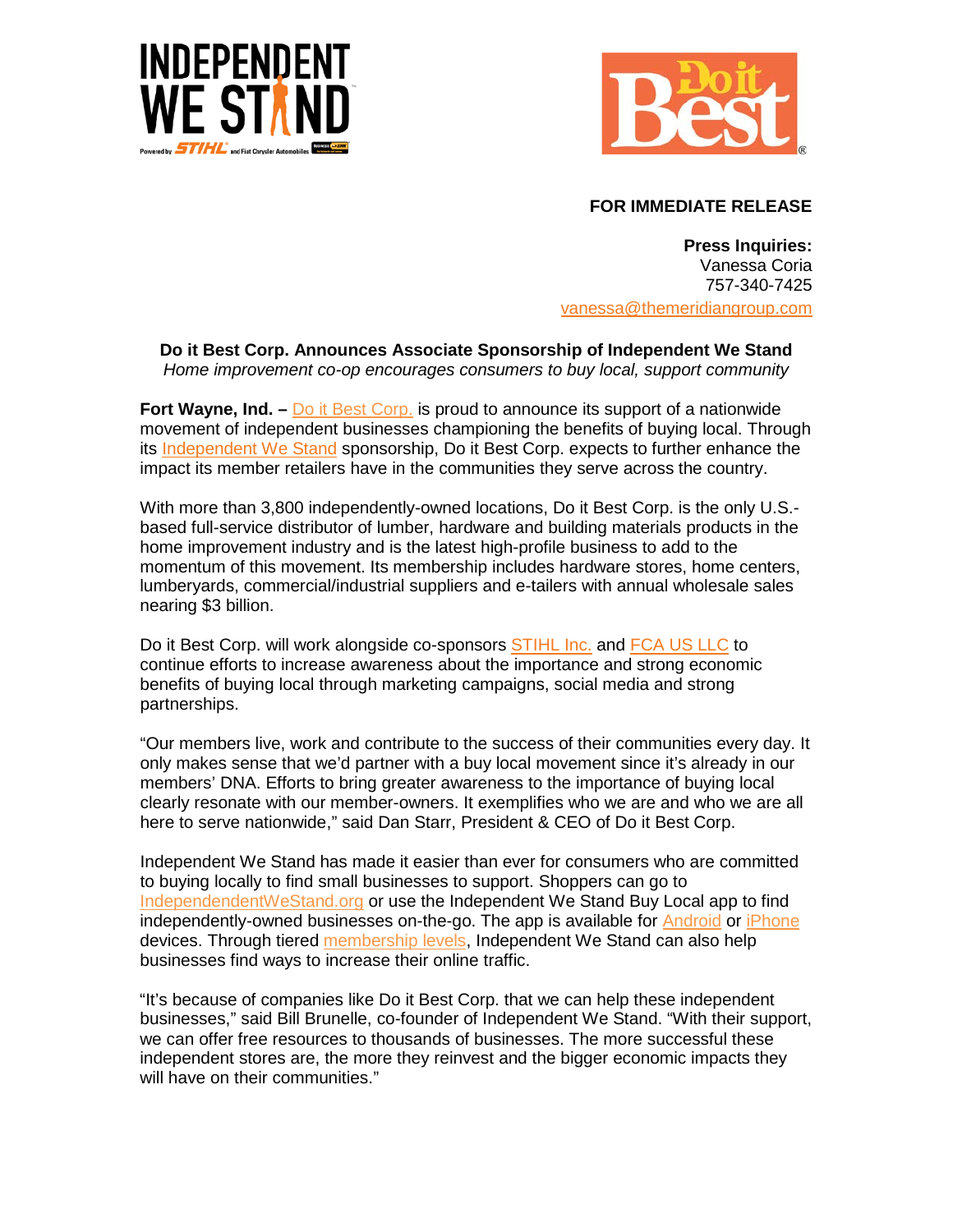**FOR IMMEDIATE RELEASE**

**Press Inquiries:**
Vanessa Coria
757-340-7425
vanessa@themeridiangroup.com

**Do it Best Corp. Announces Associate Sponsorship of Independent We Stand**
*Home improvement co-op encourages consumers to buy local, support community*

**Fort Wayne, Ind. –** Do it Best Corp. is proud to announce its support of a nationwide movement of independent businesses championing the benefits of buying local. Through its Independent We Stand sponsorship, Do it Best Corp. expects to further enhance the impact its member retailers have in the communities they serve across the country.

With more than 3,800 independently-owned locations, Do it Best Corp. is the only U.S.-based full-service distributor of lumber, hardware and building materials products in the home improvement industry and is the latest high-profile business to add to the momentum of this movement. Its membership includes hardware stores, home centers, lumberyards, commercial/industrial suppliers and e-tailers with annual wholesale sales nearing $3 billion.

Do it Best Corp. will work alongside co-sponsors STIHL Inc. and FCA US LLC to continue efforts to increase awareness about the importance and strong economic benefits of buying local through marketing campaigns, social media and strong partnerships.

"Our members live, work and contribute to the success of their communities every day. It only makes sense that we'd partner with a buy local movement since it's already in our members' DNA. Efforts to bring greater awareness to the importance of buying local clearly resonate with our member-owners. It exemplifies who we are and who we are all here to serve nationwide," said Dan Starr, President & CEO of Do it Best Corp.

Independent We Stand has made it easier than ever for consumers who are committed to buying locally to find small businesses to support. Shoppers can go to IndependentWeStand.org or use the Independent We Stand Buy Local app to find independently-owned businesses on-the-go. The app is available for Android or iPhone devices. Through tiered membership levels, Independent We Stand can also help businesses find ways to increase their online traffic.

"It's because of companies like Do it Best Corp. that we can help these independent businesses," said Bill Brunelle, co-founder of Independent We Stand. "With their support, we can offer free resources to thousands of businesses. The more successful these independent stores are, the more they reinvest and the bigger economic impacts they will have on their communities."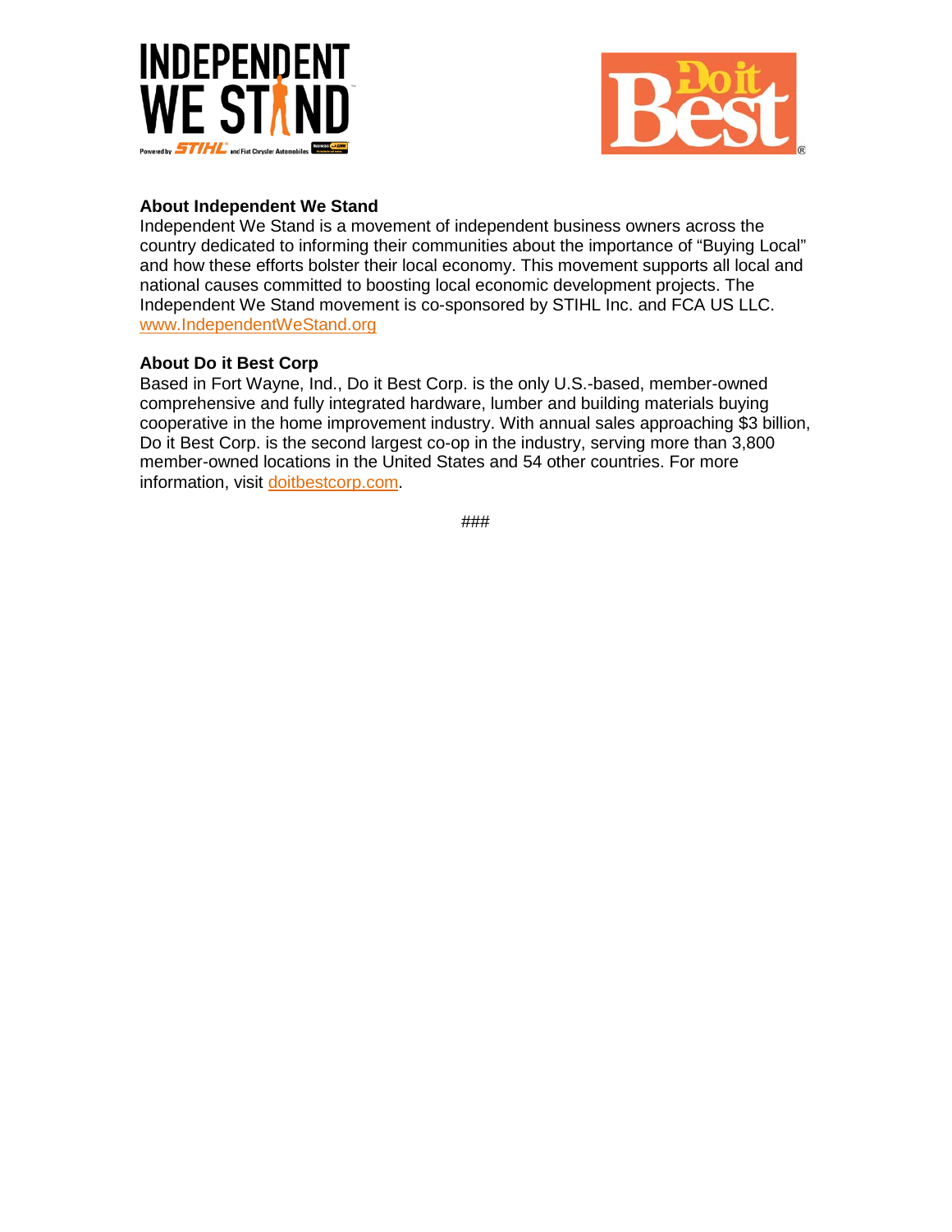**About Independent We Stand**

Independent We Stand is a movement of independent business owners across the country dedicated to informing their communities about the importance of "Buying Local" and how these efforts bolster their local economy. This movement supports all local and national causes committed to boosting local economic development projects. The Independent We Stand movement is co-sponsored by STIHL Inc. and FCA US LLC. www.IndependentWeStand.org

**About Do it Best Corp**

Based in Fort Wayne, Ind., Do it Best Corp. is the only U.S.-based, member-owned comprehensive and fully integrated hardware, lumber and building materials buying cooperative in the home improvement industry. With annual sales approaching $3 billion, Do it Best Corp. is the second largest co-op in the industry, serving more than 3,800 member-owned locations in the United States and 54 other countries. For more information, visit doitbestcorp.com.

###